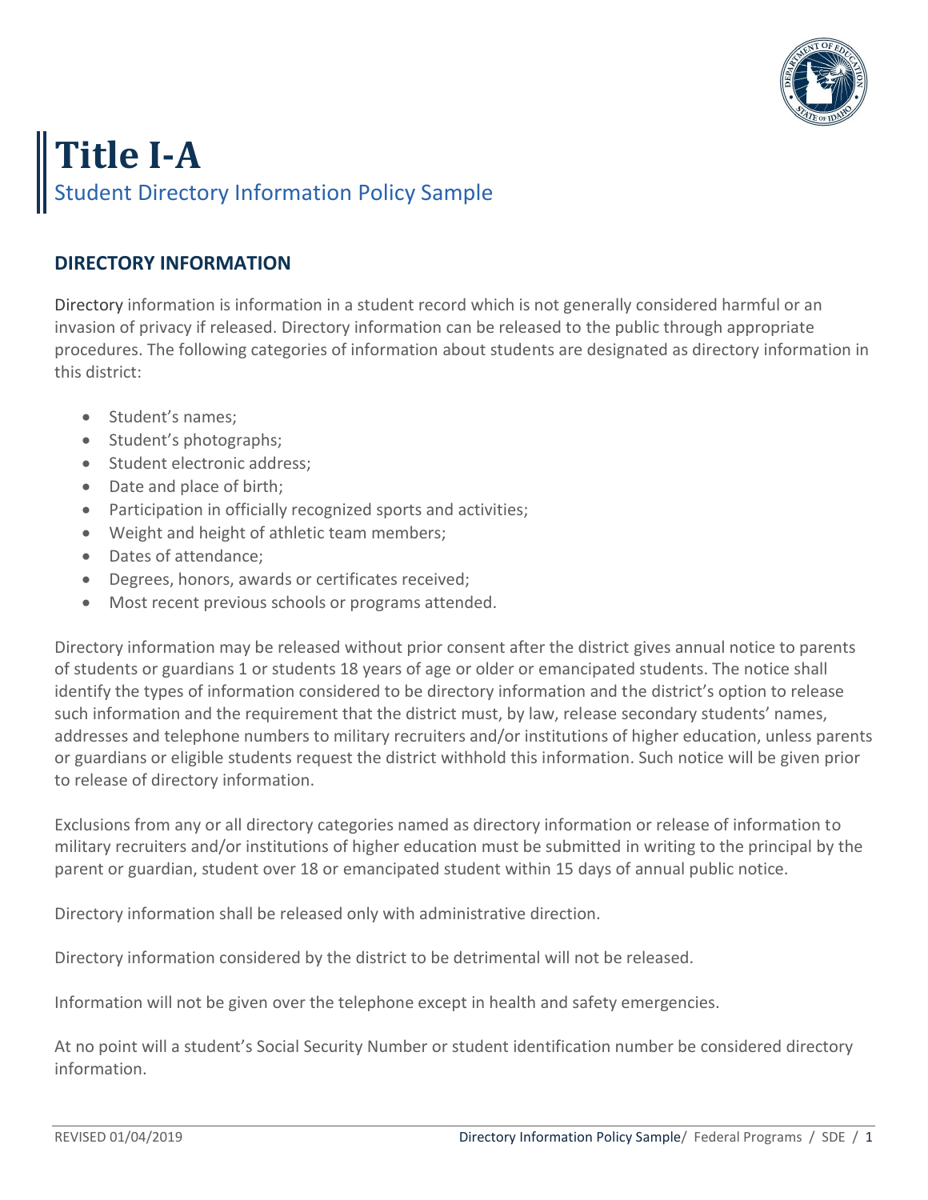# Title I-A

## Student Directory Information Policy Sample

### DIRECTORY INFORMATION

Directory information is information in a student record which is not generally considered harmful or an invasion of privacy if released. Directory information can be released to the public through appropriate procedures. The following categories of information about students are designated as directory information in this district:

- Student's names;
- Student's photographs;
- Student electronic address;
- Date and place of birth;
- Participation in officially recognized sports and activities;
- Weight and height of athletic team members;
- Dates of attendance;
- Degrees, honors, awards or certificates received;
- Most recent previous schools or programs attended.

Directory information may be released without prior consent after the district gives annual notice to parents of students or guardians 1 or students 18 years of age or older or emancipated students. The notice shall identify the types of information considered to be directory information and the district's option to release such information and the requirement that the district must, by law, release secondary students' names, addresses and telephone numbers to military recruiters and/or institutions of higher education, unless parents or guardians or eligible students request the district withhold this information. Such notice will be given prior to release of directory information.

Exclusions from any or all directory categories named as directory information or release of information to military recruiters and/or institutions of higher education must be submitted in writing to the principal by the parent or guardian, student over 18 or emancipated student within 15 days of annual public notice.

Directory information shall be released only with administrative direction.

Directory information considered by the district to be detrimental will not be released.

Information will not be given over the telephone except in health and safety emergencies.

At no point will a student's Social Security Number or student identification number be considered directory information.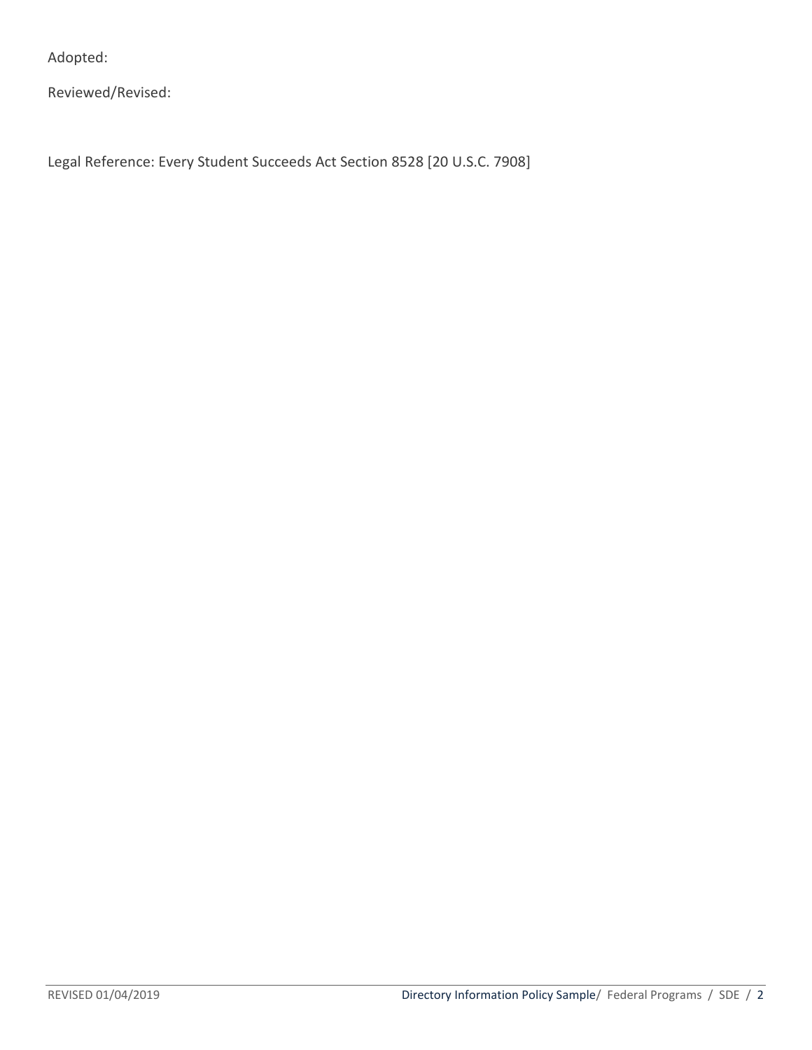Adopted:

Reviewed/Revised:

Legal Reference: Every Student Succeeds Act Section 8528 [20 U.S.C. 7908]